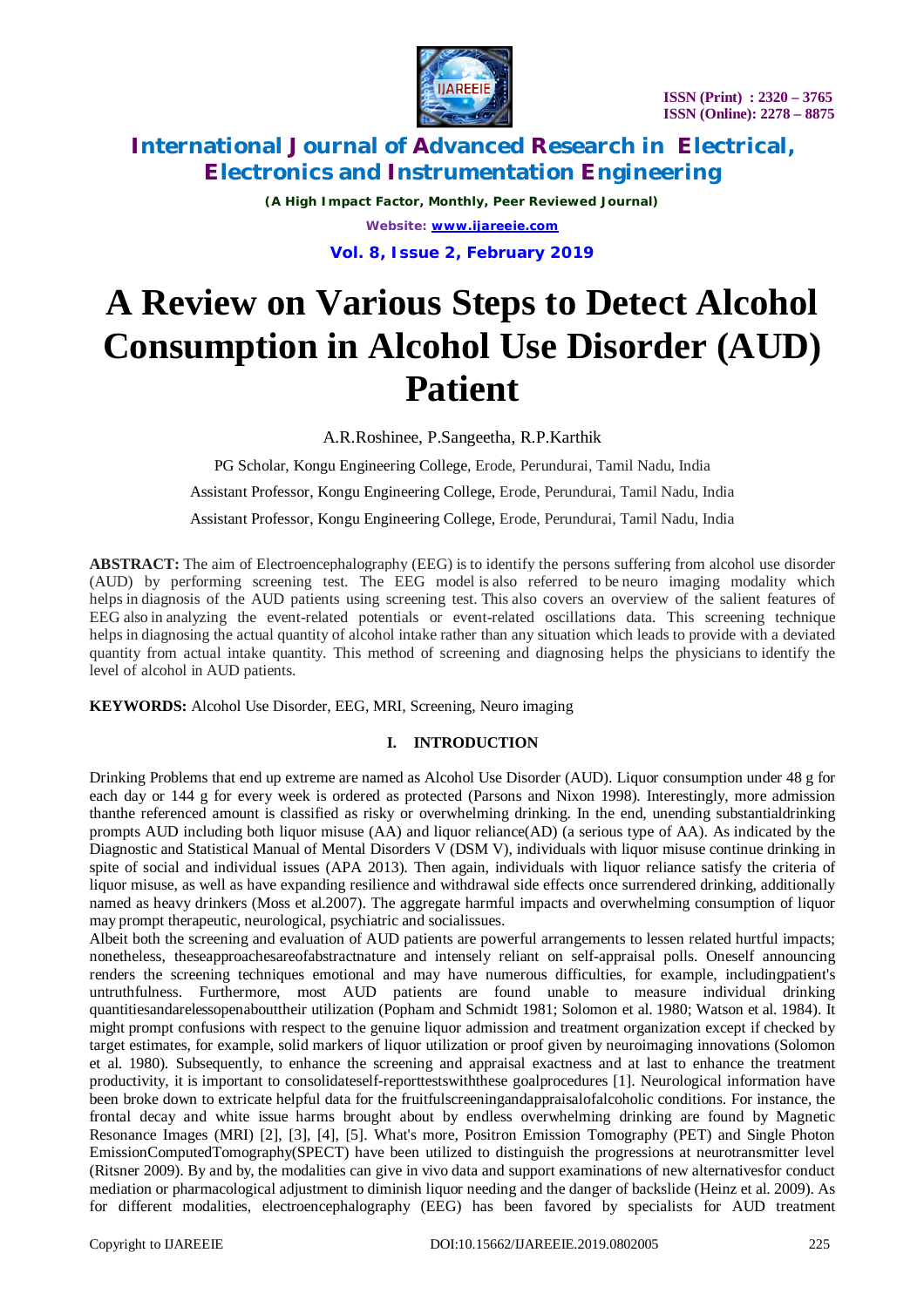# A Review on Various Steps to Detect Alcohol Consumption in Alcohol Use Disorder (AUD) Patient

A.R.Roshinee, P.Sangeetha, R.P.Karthik

PG Scholar, Kongu Engineering College, Erode, Perundurai, Tamil Nadu, India

Assistant Professor, Kongu Engineering College, Erode, Perundurai, Tamil Nadu, India

Assistant Professor, Kongu Engineering College, Erode, Perundurai, Tamil Nadu, India

**ABSTRACT:** The aim of Electroencephalography (EEG) is to identify the persons suffering from alcohol use disorder (AUD) by performing screening test. The EEG model is also referred to be neuro imaging modality which helps in diagnosis of the AUD patients using screening test. This also covers an overview of the salient features of EEG also in analyzing the event-related potentials or event-related oscillations data. This screening technique helps in diagnosing the actual quantity of alcohol intake rather than any situation which leads to provide with a deviated quantity from actual intake quantity. This method of screening and diagnosing helps the physicians to identify the level of alcohol in AUD patients.

**KEYWORDS:** Alcohol Use Disorder, EEG, MRI, Screening, Neuro imaging

## I. INTRODUCTION

Drinking Problems that end up extreme are named as Alcohol Use Disorder (AUD). Liquor consumption under 48 g for each day or 144 g for every week is ordered as protected (Parsons and Nixon 1998). Interestingly, more admission thanthe referenced amount is classified as risky or overwhelming drinking. In the end, unending substantialdrinking prompts AUD including both liquor misuse (AA) and liquor reliance(AD) (a serious type of AA). As indicated by the Diagnostic and Statistical Manual of Mental Disorders V (DSM V), individuals with liquor misuse continue drinking in spite of social and individual issues (APA 2013). Then again, individuals with liquor reliance satisfy the criteria of liquor misuse, as well as have expanding resilience and withdrawal side effects once surrendered drinking, additionally named as heavy drinkers (Moss et al.2007). The aggregate harmful impacts and overwhelming consumption of liquor may prompt therapeutic, neurological, psychiatric and socialissues.

Albeit both the screening and evaluation of AUD patients are powerful arrangements to lessen related hurtful impacts; nonetheless, theseapproachesareofabstractnature and intensely reliant on self-appraisal polls. Oneself announcing renders the screening techniques emotional and may have numerous difficulties, for example, includingpatient's untruthfulness. Furthermore, most AUD patients are found unable to measure individual drinking quantitiesandarelessopenabouttheir utilization (Popham and Schmidt 1981; Solomon et al. 1980; Watson et al. 1984). It might prompt confusions with respect to the genuine liquor admission and treatment organization except if checked by target estimates, for example, solid markers of liquor utilization or proof given by neuroimaging innovations (Solomon et al. 1980). Subsequently, to enhance the screening and appraisal exactness and at last to enhance the treatment productivity, it is important to consolidateself-reporttestswiththese goalprocedures [1]. Neurological information have been broke down to extricate helpful data for the fruitfulscreeningandappraisalofalcoholic conditions. For instance, the frontal decay and white issue harms brought about by endless overwhelming drinking are found by Magnetic Resonance Images (MRI) [2], [3], [4], [5]. What's more, Positron Emission Tomography (PET) and Single Photon EmissionComputedTomography(SPECT) have been utilized to distinguish the progressions at neurotransmitter level (Ritsner 2009). By and by, the modalities can give in vivo data and support examinations of new alternativesfor conduct mediation or pharmacological adjustment to diminish liquor needing and the danger of backslide (Heinz et al. 2009). As for different modalities, electroencephalography (EEG) has been favored by specialists for AUD treatment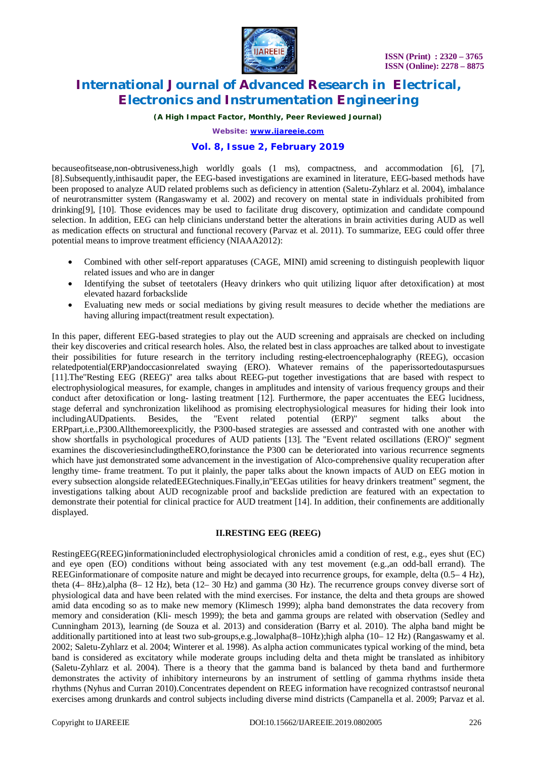becauseofitsease,non-obtrusiveness,high worldly goals (1 ms), compactness, and accommodation [6], [7], [8].Subsequently,inthisaudit paper, the EEG-based investigations are examined in literature, EEG-based methods have been proposed to analyze AUD related problems such as deficiency in attention (Saletu-Zyhlarz et al. 2004), imbalance of neurotransmitter system (Rangaswamy et al. 2002) and recovery on mental state in individuals prohibited from drinking[9], [10]. Those evidences may be used to facilitate drug discovery, optimization and candidate compound selection. In addition, EEG can help clinicians understand better the alterations in brain activities during AUD as well as medication effects on structural and functional recovery (Parvaz et al. 2011). To summarize, EEG could offer three potential means to improve treatment efficiency (NIAAA2012):

- Combined with other self-report apparatuses (CAGE, MINI) amid screening to distinguish peoplewith liquor related issues and who are in danger
- Identifying the subset of teetotalers (Heavy drinkers who quit utilizing liquor after detoxification) at most elevated hazard forbackslide
- Evaluating new meds or social mediations by giving result measures to decide whether the mediations are having alluring impact(treatment result expectation).

In this paper, different EEG-based strategies to play out the AUD screening and appraisals are checked on including their key discoveries and critical research holes. Also, the related best in class approaches are talked about to investigate their possibilities for future research in the territory including resting-electroencephalography (REEG), occasion relatedpotential(ERP)andoccasionrelated swaying (ERO). Whatever remains of the paperissortedoutaspursues [11].The"Resting EEG (REEG)" area talks about REEG-put together investigations that are based with respect to electrophysiological measures, for example, changes in amplitudes and intensity of various frequency groups and their conduct after detoxification or long- lasting treatment [12]. Furthermore, the paper accentuates the EEG lucidness, stage deferral and synchronization likelihood as promising electrophysiological measures for hiding their look into includingAUDpatients. Besides, the "Event related potential (ERP)" segment talks about the ERPpart,i.e.,P300.Allthemoreexplicitly, the P300-based strategies are assessed and contrasted with one another with show shortfalls in psychological procedures of AUD patients [13]. The "Event related oscillations (ERO)" segment examines the discoveriesincludingtheERO,forinstance the P300 can be deteriorated into various recurrence segments which have just demonstrated some advancement in the investigation of Alco-comprehensive quality recuperation after lengthy time- frame treatment. To put it plainly, the paper talks about the known impacts of AUD on EEG motion in every subsection alongside relatedEEGtechniques.Finally,in"EEGas utilities for heavy drinkers treatment" segment, the investigations talking about AUD recognizable proof and backslide prediction are featured with an expectation to demonstrate their potential for clinical practice for AUD treatment [14]. In addition, their confinements are additionally displayed.

## II.RESTING EEG (REEG)

RestingEEG(REEG)informationincluded electrophysiological chronicles amid a condition of rest, e.g., eyes shut (EC) and eye open (EO) conditions without being associated with any test movement (e.g.,an odd-ball errand). The REEGinformationare of composite nature and might be decayed into recurrence groups, for example, delta (0.5– 4 Hz), theta (4– 8Hz),alpha (8– 12 Hz), beta (12– 30 Hz) and gamma (30 Hz). The recurrence groups convey diverse sort of physiological data and have been related with the mind exercises. For instance, the delta and theta groups are showed amid data encoding so as to make new memory (Klimesch 1999); alpha band demonstrates the data recovery from memory and consideration (Kli- mesch 1999); the beta and gamma groups are related with observation (Sedley and Cunningham 2013), learning (de Souza et al. 2013) and consideration (Barry et al. 2010). The alpha band might be additionally partitioned into at least two sub-groups,e.g.,lowalpha(8–10Hz);high alpha (10– 12 Hz) (Rangaswamy et al. 2002; Saletu-Zyhlarz et al. 2004; Winterer et al. 1998). As alpha action communicates typical working of the mind, beta band is considered as excitatory while moderate groups including delta and theta might be translated as inhibitory (Saletu-Zyhlarz et al. 2004). There is a theory that the gamma band is balanced by theta band and furthermore demonstrates the activity of inhibitory interneurons by an instrument of settling of gamma rhythms inside theta rhythms (Nyhus and Curran 2010).Concentrates dependent on REEG information have recognized contrastsof neuronal exercises among drunkards and control subjects including diverse mind districts (Campanella et al. 2009; Parvaz et al.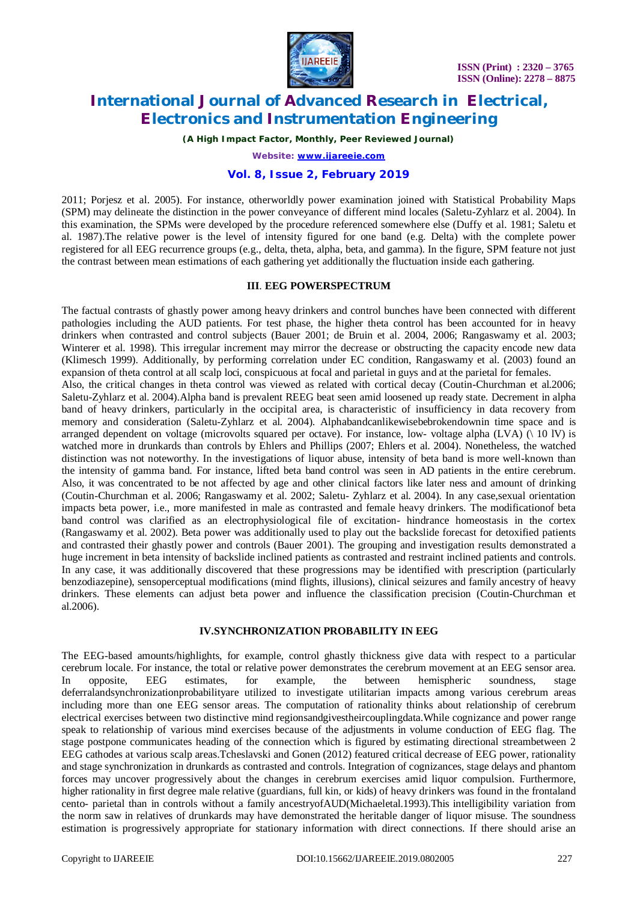2011; Porjesz et al. 2005). For instance, otherworldly power examination joined with Statistical Probability Maps (SPM) may delineate the distinction in the power conveyance of different mind locales (Saletu-Zyhlarz et al. 2004). In this examination, the SPMs were developed by the procedure referenced somewhere else (Duffy et al. 1981; Saletu et al. 1987).The relative power is the level of intensity figured for one band (e.g. Delta) with the complete power registered for all EEG recurrence groups (e.g., delta, theta, alpha, beta, and gamma). In the figure, SPM feature not just the contrast between mean estimations of each gathering yet additionally the fluctuation inside each gathering.

### III. EEG POWERSPECTRUM

The factual contrasts of ghastly power among heavy drinkers and control bunches have been connected with different pathologies including the AUD patients. For test phase, the higher theta control has been accounted for in heavy drinkers when contrasted and control subjects (Bauer 2001; de Bruin et al. 2004, 2006; Rangaswamy et al. 2003; Winterer et al. 1998). This irregular increment may mirror the decrease or obstructing the capacity encode new data (Klimesch 1999). Additionally, by performing correlation under EC condition, Rangaswamy et al. (2003) found an expansion of theta control at all scalp loci, conspicuous at focal and parietal in guys and at the parietal for females.

Also, the critical changes in theta control was viewed as related with cortical decay (Coutin-Churchman et al.2006; Saletu-Zyhlarz et al. 2004).Alpha band is prevalent REEG beat seen amid loosened up ready state. Decrement in alpha band of heavy drinkers, particularly in the occipital area, is characteristic of insufficiency in data recovery from memory and consideration (Saletu-Zyhlarz et al. 2004). Alphabandcanlikewisebebrokendownin time space and is arranged dependent on voltage (microvolts squared per octave). For instance, low- voltage alpha (LVA) (\ 10 lV) is watched more in drunkards than controls by Ehlers and Phillips (2007; Ehlers et al. 2004). Nonetheless, the watched distinction was not noteworthy. In the investigations of liquor abuse, intensity of beta band is more well-known than the intensity of gamma band. For instance, lifted beta band control was seen in AD patients in the entire cerebrum. Also, it was concentrated to be not affected by age and other clinical factors like later ness and amount of drinking (Coutin-Churchman et al. 2006; Rangaswamy et al. 2002; Saletu- Zyhlarz et al. 2004). In any case,sexual orientation impacts beta power, i.e., more manifested in male as contrasted and female heavy drinkers. The modificationof beta band control was clarified as an electrophysiological file of excitation- hindrance homeostasis in the cortex (Rangaswamy et al. 2002). Beta power was additionally used to play out the backslide forecast for detoxified patients and contrasted their ghastly power and controls (Bauer 2001). The grouping and investigation results demonstrated a huge increment in beta intensity of backslide inclined patients as contrasted and restraint inclined patients and controls. In any case, it was additionally discovered that these progressions may be identified with prescription (particularly benzodiazepine), sensoperceptual modifications (mind flights, illusions), clinical seizures and family ancestry of heavy drinkers. These elements can adjust beta power and influence the classification precision (Coutin-Churchman et al.2006).

### IV.SYNCHRONIZATION PROBABILITY IN EEG

The EEG-based amounts/highlights, for example, control ghastly thickness give data with respect to a particular cerebrum locale. For instance, the total or relative power demonstrates the cerebrum movement at an EEG sensor area. In opposite, EEG estimates, for example, the between hemispheric soundness, stage deferralandsynchronizationprobabilityare utilized to investigate utilitarian impacts among various cerebrum areas including more than one EEG sensor areas. The computation of rationality thinks about relationship of cerebrum electrical exercises between two distinctive mind regionsandgivestheircouplingdata.While cognizance and power range speak to relationship of various mind exercises because of the adjustments in volume conduction of EEG flag. The stage postpone communicates heading of the connection which is figured by estimating directional streambetween 2 EEG cathodes at various scalp areas.Tcheslavski and Gonen (2012) featured critical decrease of EEG power, rationality and stage synchronization in drunkards as contrasted and controls. Integration of cognizances, stage delays and phantom forces may uncover progressively about the changes in cerebrum exercises amid liquor compulsion. Furthermore, higher rationality in first degree male relative (guardians, full kin, or kids) of heavy drinkers was found in the frontaland cento- parietal than in controls without a family ancestryofAUD(Michaeletal.1993).This intelligibility variation from the norm saw in relatives of drunkards may have demonstrated the heritable danger of liquor misuse. The soundness estimation is progressively appropriate for stationary information with direct connections. If there should arise an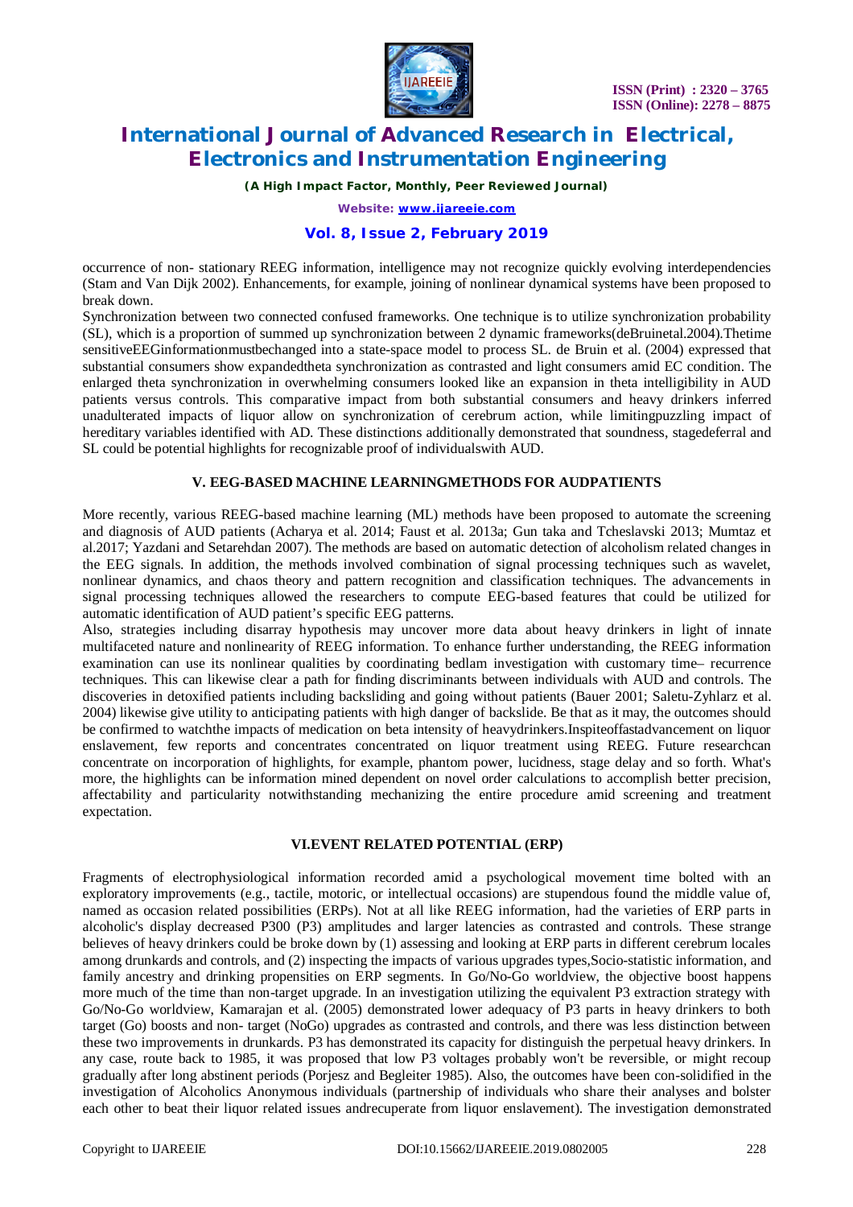occurrence of non- stationary REEG information, intelligence may not recognize quickly evolving interdependencies (Stam and Van Dijk 2002). Enhancements, for example, joining of nonlinear dynamical systems have been proposed to break down.

Synchronization between two connected confused frameworks. One technique is to utilize synchronization probability (SL), which is a proportion of summed up synchronization between 2 dynamic frameworks(deBruinetal.2004).Thetime sensitiveEEGinformationmustbechanged into a state-space model to process SL. de Bruin et al. (2004) expressed that substantial consumers show expandedtheta synchronization as contrasted and light consumers amid EC condition. The enlarged theta synchronization in overwhelming consumers looked like an expansion in theta intelligibility in AUD patients versus controls. This comparative impact from both substantial consumers and heavy drinkers inferred unadulterated impacts of liquor allow on synchronization of cerebrum action, while limitingpuzzling impact of hereditary variables identified with AD. These distinctions additionally demonstrated that soundness, stagedeferral and SL could be potential highlights for recognizable proof of individualswith AUD.

## V. EEG-BASED MACHINE LEARNINGMETHODS FOR AUDPATIENTS

More recently, various REEG-based machine learning (ML) methods have been proposed to automate the screening and diagnosis of AUD patients (Acharya et al. 2014; Faust et al. 2013a; Gun taka and Tcheslavski 2013; Mumtaz et al.2017; Yazdani and Setarehdan 2007). The methods are based on automatic detection of alcoholism related changes in the EEG signals. In addition, the methods involved combination of signal processing techniques such as wavelet, nonlinear dynamics, and chaos theory and pattern recognition and classification techniques. The advancements in signal processing techniques allowed the researchers to compute EEG-based features that could be utilized for automatic identification of AUD patient's specific EEG patterns.

Also, strategies including disarray hypothesis may uncover more data about heavy drinkers in light of innate multifaceted nature and nonlinearity of REEG information. To enhance further understanding, the REEG information examination can use its nonlinear qualities by coordinating bedlam investigation with customary time– recurrence techniques. This can likewise clear a path for finding discriminants between individuals with AUD and controls. The discoveries in detoxified patients including backsliding and going without patients (Bauer 2001; Saletu-Zyhlarz et al. 2004) likewise give utility to anticipating patients with high danger of backslide. Be that as it may, the outcomes should be confirmed to watchthe impacts of medication on beta intensity of heavydrinkers.Inspiteoffastadvancement on liquor enslavement, few reports and concentrates concentrated on liquor treatment using REEG. Future researchcan concentrate on incorporation of highlights, for example, phantom power, lucidness, stage delay and so forth. What's more, the highlights can be information mined dependent on novel order calculations to accomplish better precision, affectability and particularity notwithstanding mechanizing the entire procedure amid screening and treatment expectation.

## VI.EVENT RELATED POTENTIAL (ERP)

Fragments of electrophysiological information recorded amid a psychological movement time bolted with an exploratory improvements (e.g., tactile, motoric, or intellectual occasions) are stupendous found the middle value of, named as occasion related possibilities (ERPs). Not at all like REEG information, had the varieties of ERP parts in alcoholic's display decreased P300 (P3) amplitudes and larger latencies as contrasted and controls. These strange believes of heavy drinkers could be broke down by (1) assessing and looking at ERP parts in different cerebrum locales among drunkards and controls, and (2) inspecting the impacts of various upgrades types,Socio-statistic information, and family ancestry and drinking propensities on ERP segments. In Go/No-Go worldview, the objective boost happens more much of the time than non-target upgrade. In an investigation utilizing the equivalent P3 extraction strategy with Go/No-Go worldview, Kamarajan et al. (2005) demonstrated lower adequacy of P3 parts in heavy drinkers to both target (Go) boosts and non- target (NoGo) upgrades as contrasted and controls, and there was less distinction between these two improvements in drunkards. P3 has demonstrated its capacity for distinguish the perpetual heavy drinkers. In any case, route back to 1985, it was proposed that low P3 voltages probably won't be reversible, or might recoup gradually after long abstinent periods (Porjesz and Begleiter 1985). Also, the outcomes have been con-solidified in the investigation of Alcoholics Anonymous individuals (partnership of individuals who share their analyses and bolster each other to beat their liquor related issues andrecuperate from liquor enslavement). The investigation demonstrated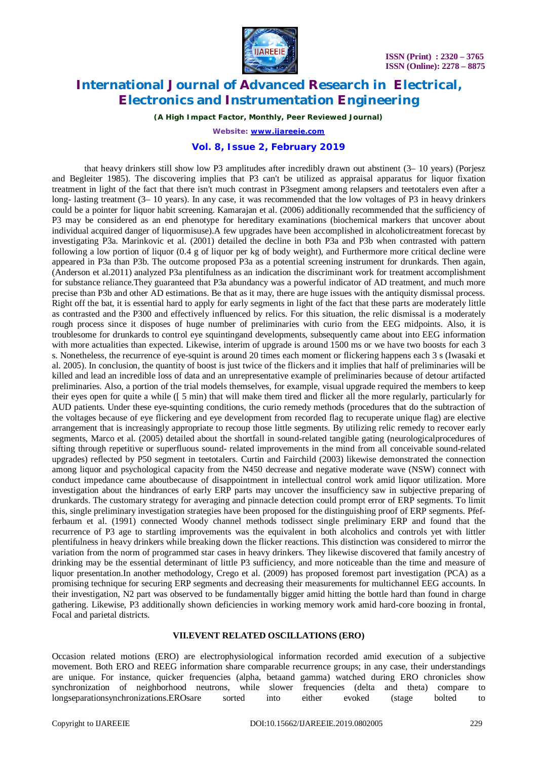that heavy drinkers still show low P3 amplitudes after incredibly drawn out abstinent (3– 10 years) (Porjesz and Begleiter 1985). The discovering implies that P3 can't be utilized as appraisal apparatus for liquor fixation treatment in light of the fact that there isn't much contrast in P3segment among relapsers and teetotalers even after a long- lasting treatment (3– 10 years). In any case, it was recommended that the low voltages of P3 in heavy drinkers could be a pointer for liquor habit screening. Kamarajan et al. (2006) additionally recommended that the sufficiency of P3 may be considered as an end phenotype for hereditary examinations (biochemical markers that uncover about individual acquired danger of liquormisuse).A few upgrades have been accomplished in alcoholictreatment forecast by investigating P3a. Marinkovic et al. (2001) detailed the decline in both P3a and P3b when contrasted with pattern following a low portion of liquor (0.4 g of liquor per kg of body weight), and Furthermore more critical decline were appeared in P3a than P3b. The outcome proposed P3a as a potential screening instrument for drunkards. Then again, (Anderson et al.2011) analyzed P3a plentifulness as an indication the discriminant work for treatment accomplishment for substance reliance.They guaranteed that P3a abundancy was a powerful indicator of AD treatment, and much more precise than P3b and other AD estimations. Be that as it may, there are huge issues with the antiquity dismissal process. Right off the bat, it is essential hard to apply for early segments in light of the fact that these parts are moderately little as contrasted and the P300 and effectively influenced by relics. For this situation, the relic dismissal is a moderately rough process since it disposes of huge number of preliminaries with curio from the EEG midpoints. Also, it is troublesome for drunkards to control eye squintingand developments, subsequently came about into EEG information with more actualities than expected. Likewise, interim of upgrade is around 1500 ms or we have two boosts for each 3 s. Nonetheless, the recurrence of eye-squint is around 20 times each moment or flickering happens each 3 s (Iwasaki et al. 2005). In conclusion, the quantity of boost is just twice of the flickers and it implies that half of preliminaries will be killed and lead an incredible loss of data and an unrepresentative example of preliminaries because of detour artifacted preliminaries. Also, a portion of the trial models themselves, for example, visual upgrade required the members to keep their eyes open for quite a while ([ 5 min) that will make them tired and flicker all the more regularly, particularly for AUD patients. Under these eye-squinting conditions, the curio remedy methods (procedures that do the subtraction of the voltages because of eye flickering and eye development from recorded flag to recuperate unique flag) are elective arrangement that is increasingly appropriate to recoup those little segments. By utilizing relic remedy to recover early segments, Marco et al. (2005) detailed about the shortfall in sound-related tangible gating (neurologicalprocedures of sifting through repetitive or superfluous sound- related improvements in the mind from all conceivable sound-related upgrades) reflected by P50 segment in teetotalers. Curtin and Fairchild (2003) likewise demonstrated the connection among liquor and psychological capacity from the N450 decrease and negative moderate wave (NSW) connect with conduct impedance came aboutbecause of disappointment in intellectual control work amid liquor utilization. More investigation about the hindrances of early ERP parts may uncover the insufficiency saw in subjective preparing of drunkards. The customary strategy for averaging and pinnacle detection could prompt error of ERP segments. To limit this, single preliminary investigation strategies have been proposed for the distinguishing proof of ERP segments. Pfefferbaum et al. (1991) connected Woody channel methods todissect single preliminary ERP and found that the recurrence of P3 age to startling improvements was the equivalent in both alcoholics and controls yet with littler plentifulness in heavy drinkers while breaking down the flicker reactions. This distinction was considered to mirror the variation from the norm of programmed star cases in heavy drinkers. They likewise discovered that family ancestry of drinking may be the essential determinant of little P3 sufficiency, and more noticeable than the time and measure of liquor presentation.In another methodology, Crego et al. (2009) has proposed foremost part investigation (PCA) as a promising technique for securing ERP segments and decreasing their measurements for multichannel EEG accounts. In their investigation, N2 part was observed to be fundamentally bigger amid hitting the bottle hard than found in charge gathering. Likewise, P3 additionally shown deficiencies in working memory work amid hard-core boozing in frontal, Focal and parietal districts.

## VII.EVENT RELATED OSCILLATIONS (ERO)

Occasion related motions (ERO) are electrophysiological information recorded amid execution of a subjective movement. Both ERO and REEG information share comparable recurrence groups; in any case, their understandings are unique. For instance, quicker frequencies (alpha, betaand gamma) watched during ERO chronicles show synchronization of neighborhood neutrons, while slower frequencies (delta and theta) compare to longseparationsynchronizations.EROsare sorted into either evoked (stage bolted to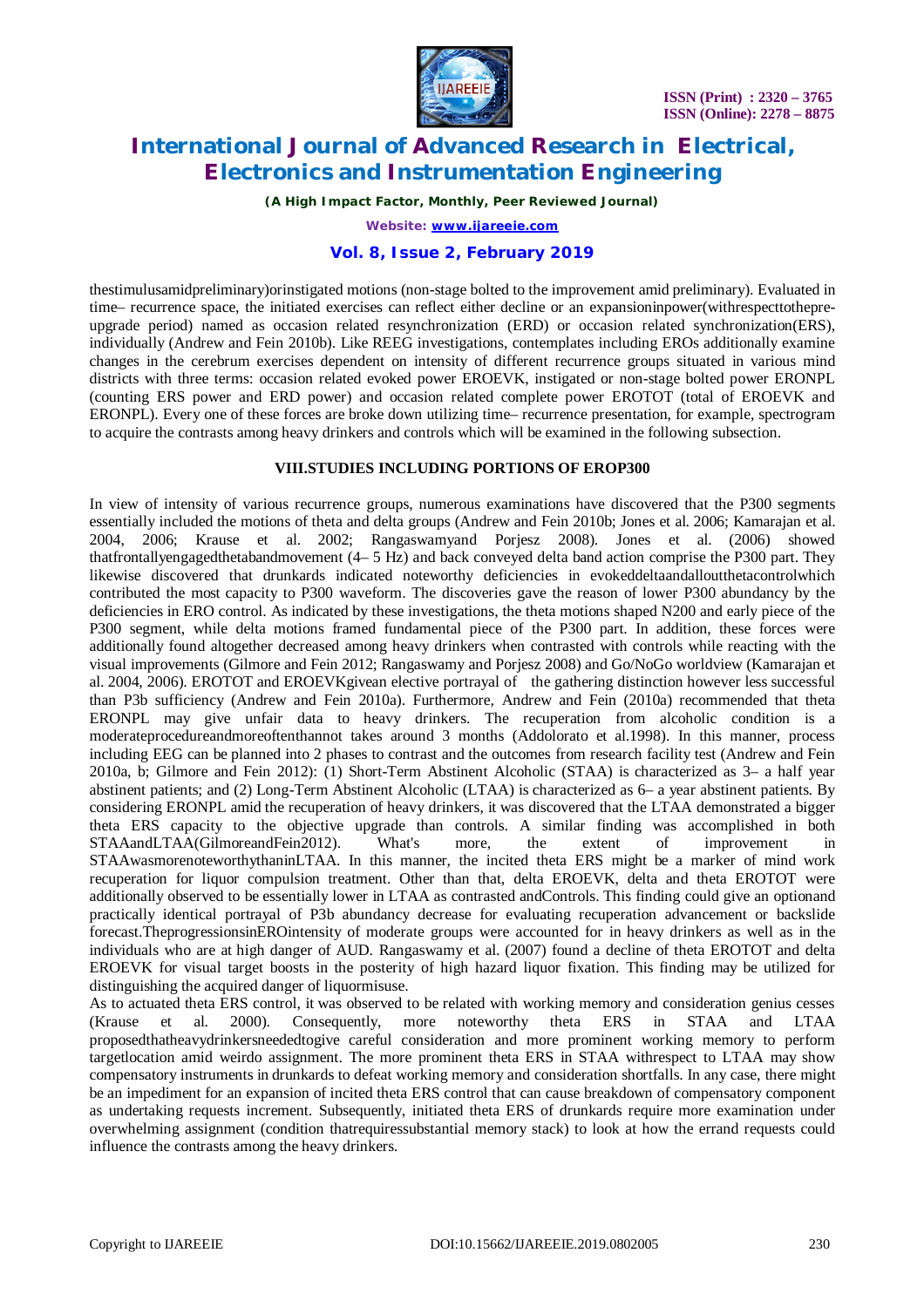thestimulusamidpreliminary)orinstigated motions (non-stage bolted to the improvement amid preliminary). Evaluated in time– recurrence space, the initiated exercises can reflect either decline or an expansioninpower(withrespecttothepre-upgrade period) named as occasion related resynchronization (ERD) or occasion related synchronization(ERS), individually (Andrew and Fein 2010b). Like REEG investigations, contemplates including EROs additionally examine changes in the cerebrum exercises dependent on intensity of different recurrence groups situated in various mind districts with three terms: occasion related evoked power EROEVK, instigated or non-stage bolted power ERONPL (counting ERS power and ERD power) and occasion related complete power EROTOT (total of EROEVK and ERONPL). Every one of these forces are broke down utilizing time– recurrence presentation, for example, spectrogram to acquire the contrasts among heavy drinkers and controls which will be examined in the following subsection.

## VIII.STUDIES INCLUDING PORTIONS OF EROP300

In view of intensity of various recurrence groups, numerous examinations have discovered that the P300 segments essentially included the motions of theta and delta groups (Andrew and Fein 2010b; Jones et al. 2006; Kamarajan et al. 2004, 2006; Krause et al. 2002; Rangaswamyand Porjesz 2008). Jones et al. (2006) showed thatfrontallyengagedthetabandmovement (4– 5 Hz) and back conveyed delta band action comprise the P300 part. They likewise discovered that drunkards indicated noteworthy deficiencies in evokeddeltaandalloutthetacontrolwhich contributed the most capacity to P300 waveform. The discoveries gave the reason of lower P300 abundancy by the deficiencies in ERO control. As indicated by these investigations, the theta motions shaped N200 and early piece of the P300 segment, while delta motions framed fundamental piece of the P300 part. In addition, these forces were additionally found altogether decreased among heavy drinkers when contrasted with controls while reacting with the visual improvements (Gilmore and Fein 2012; Rangaswamy and Porjesz 2008) and Go/NoGo worldview (Kamarajan et al. 2004, 2006). EROTOT and EROEVKgivean elective portrayal of the gathering distinction however less successful than P3b sufficiency (Andrew and Fein 2010a). Furthermore, Andrew and Fein (2010a) recommended that theta ERONPL may give unfair data to heavy drinkers. The recuperation from alcoholic condition is a moderateprocedureandmoreoftenthannot takes around 3 months (Addolorato et al.1998). In this manner, process including EEG can be planned into 2 phases to contrast and the outcomes from research facility test (Andrew and Fein 2010a, b; Gilmore and Fein 2012): (1) Short-Term Abstinent Alcoholic (STAA) is characterized as 3– a half year abstinent patients; and (2) Long-Term Abstinent Alcoholic (LTAA) is characterized as 6– a year abstinent patients. By considering ERONPL amid the recuperation of heavy drinkers, it was discovered that the LTAA demonstrated a bigger theta ERS capacity to the objective upgrade than controls. A similar finding was accomplished in both STAAandLTAA(GilmoreandFein2012). What's more, the extent of improvement in STAAwasmorenoteworthythaninLTAA. In this manner, the incited theta ERS might be a marker of mind work recuperation for liquor compulsion treatment. Other than that, delta EROEVK, delta and theta EROTOT were additionally observed to be essentially lower in LTAA as contrasted andControls. This finding could give an optionand practically identical portrayal of P3b abundancy decrease for evaluating recuperation advancement or backslide forecast.TheprogressionsinEROintensity of moderate groups were accounted for in heavy drinkers as well as in the individuals who are at high danger of AUD. Rangaswamy et al. (2007) found a decline of theta EROTOT and delta EROEVK for visual target boosts in the posterity of high hazard liquor fixation. This finding may be utilized for distinguishing the acquired danger of liquormisuse.

As to actuated theta ERS control, it was observed to be related with working memory and consideration genius cesses (Krause et al. 2000). Consequently, more noteworthy theta ERS in STAA and LTAA proposedthatheavydrinkersneededtogive careful consideration and more prominent working memory to perform targetlocation amid weirdo assignment. The more prominent theta ERS in STAA withrespect to LTAA may show compensatory instruments in drunkards to defeat working memory and consideration shortfalls. In any case, there might be an impediment for an expansion of incited theta ERS control that can cause breakdown of compensatory component as undertaking requests increment. Subsequently, initiated theta ERS of drunkards require more examination under overwhelming assignment (condition thatrequiressubstantial memory stack) to look at how the errand requests could influence the contrasts among the heavy drinkers.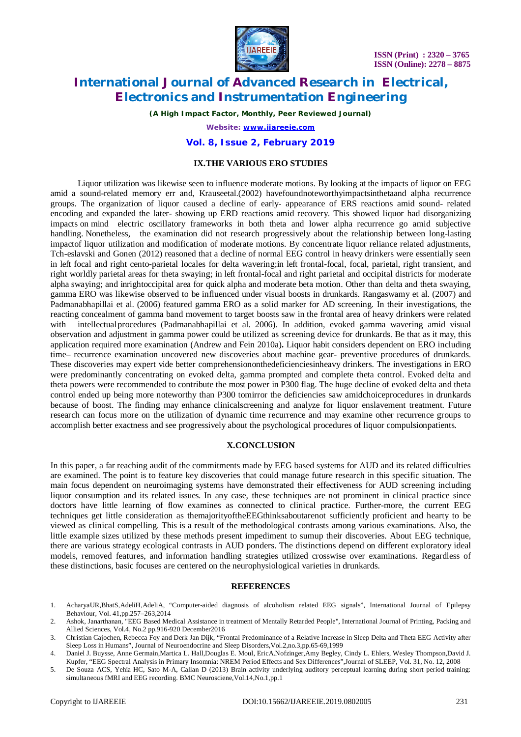## IX.THE VARIOUS ERO STUDIES

Liquor utilization was likewise seen to influence moderate motions. By looking at the impacts of liquor on EEG amid a sound-related memory err and, Krauseetal.(2002) havefoundnoteworthyimpactsinthetaand alpha recurrence groups. The organization of liquor caused a decline of early- appearance of ERS reactions amid sound- related encoding and expanded the later- showing up ERD reactions amid recovery. This showed liquor had disorganizing impacts on mind electric oscillatory frameworks in both theta and lower alpha recurrence go amid subjective handling. Nonetheless, the examination did not research progressively about the relationship between long-lasting impactof liquor utilization and modification of moderate motions. By concentrate liquor reliance related adjustments, Tch-eslavski and Gonen (2012) reasoned that a decline of normal EEG control in heavy drinkers were essentially seen in left focal and right cento-parietal locales for delta wavering;in left frontal-focal, focal, parietal, right transient, and right worldly parietal areas for theta swaying; in left frontal-focal and right parietal and occipital districts for moderate alpha swaying; and inrightoccipital area for quick alpha and moderate beta motion. Other than delta and theta swaying, gamma ERO was likewise observed to be influenced under visual boosts in drunkards. Rangaswamy et al. (2007) and Padmanabhapillai et al. (2006) featured gamma ERO as a solid marker for AD screening. In their investigations, the reacting concealment of gamma band movement to target boosts saw in the frontal area of heavy drinkers were related with intellectualprocedures (Padmanabhapillai et al. 2006). In addition, evoked gamma wavering amid visual observation and adjustment in gamma power could be utilized as screening device for drunkards. Be that as it may, this application required more examination (Andrew and Fein 2010a)**.** Liquor habit considers dependent on ERO including time– recurrence examination uncovered new discoveries about machine gear- preventive procedures of drunkards. These discoveries may expert vide better comprehensiononthedeficienciesinheavy drinkers. The investigations in ERO were predominantly concentrating on evoked delta, gamma prompted and complete theta control. Evoked delta and theta powers were recommended to contribute the most power in P300 flag. The huge decline of evoked delta and theta control ended up being more noteworthy than P300 tomirror the deficiencies saw amidchoiceprocedures in drunkards because of boost. The finding may enhance clinicalscreening and analyze for liquor enslavement treatment. Future research can focus more on the utilization of dynamic time recurrence and may examine other recurrence groups to accomplish better exactness and see progressively about the psychological procedures of liquor compulsionpatients.

## X.CONCLUSION

In this paper, a far reaching audit of the commitments made by EEG based systems for AUD and its related difficulties are examined. The point is to feature key discoveries that could manage future research in this specific situation. The main focus dependent on neuroimaging systems have demonstrated their effectiveness for AUD screening including liquor consumption and its related issues. In any case, these techniques are not prominent in clinical practice since doctors have little learning of flow examines as connected to clinical practice. Further-more, the current EEG techniques get little consideration as themajorityoftheEEGthinksaboutarenot sufficiently proficient and hearty to be viewed as clinical compelling. This is a result of the methodological contrasts among various examinations. Also, the little example sizes utilized by these methods present impediment to sumup their discoveries. About EEG technique, there are various strategy ecological contrasts in AUD ponders. The distinctions depend on different exploratory ideal models, removed features, and information handling strategies utilized crosswise over examinations. Regardless of these distinctions, basic focuses are centered on the neurophysiological varieties in drunkards.

## REFERENCES

1. AcharyaUR,BhatS,AdeliH,AdeliA, "Computer-aided diagnosis of alcoholism related EEG signals", International Journal of Epilepsy Behaviour, Vol. 41,pp.257–263,2014
2. Ashok, Janarthanan, "EEG Based Medical Assistance in treatment of Mentally Retarded People", International Journal of Printing, Packing and Allied Sciences, Vol.4, No.2 pp.916-920 December2016
3. Christian Cajochen, Rebecca Foy and Derk Jan Dijk, "Frontal Predominance of a Relative Increase in Sleep Delta and Theta EEG Activity after Sleep Loss in Humans", Journal of Neuroendocrine and Sleep Disorders,Vol.2,no.3,pp.65-69,1999
4. Daniel J. Buysse, Anne Germain,Martica L. Hall,Douglas E. Moul, EricA.Nofzinger,Amy Begley, Cindy L. Ehlers, Wesley Thompson,David J. Kupfer, "EEG Spectral Analysis in Primary Insomnia: NREM Period Effects and Sex Differences",Journal of SLEEP, Vol. 31, No. 12, 2008
5. De Souza ACS, Yehia HC, Sato M-A, Callan D (2013) Brain activity underlying auditory perceptual learning during short period training: simultaneous fMRI and EEG recording. BMC Neurosciene,Vol.14,No.1,pp.1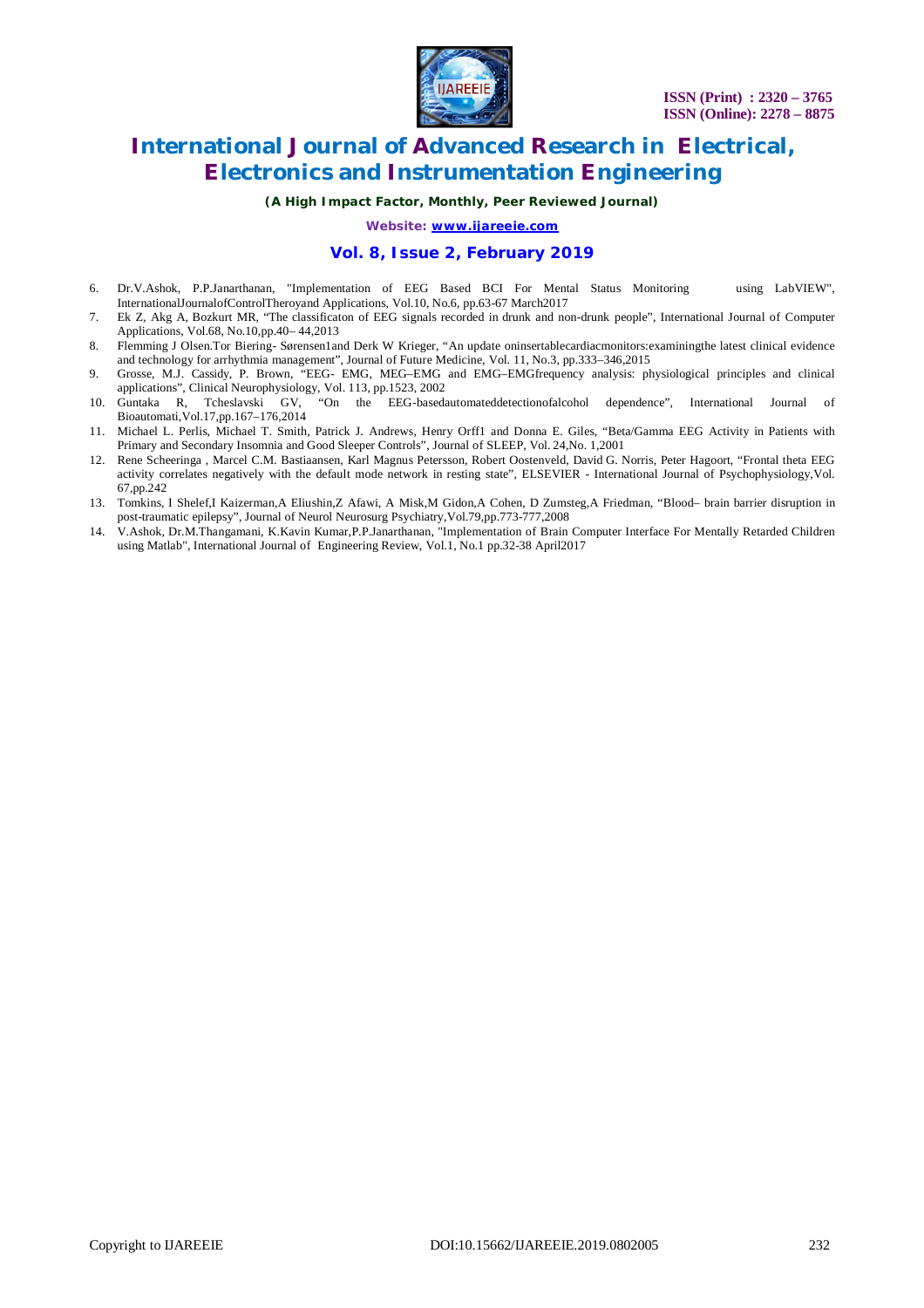6. Dr.V.Ashok, P.P.Janarthanan, "Implementation of EEG Based BCI For Mental Status Monitoring using LabVIEW", InternationalJournalofControlTheroyand Applications, Vol.10, No.6, pp.63-67 March2017
7. Ek Z, Akg A, Bozkurt MR, "The classificaton of EEG signals recorded in drunk and non-drunk people", International Journal of Computer Applications, Vol.68, No.10,pp.40– 44,2013
8. Flemming J Olsen.Tor Biering- Sørensen1and Derk W Krieger, "An update oninsertablecardiacmonitors:examiningthe latest clinical evidence and technology for arrhythmia management", Journal of Future Medicine, Vol. 11, No.3, pp.333–346,2015
9. Grosse, M.J. Cassidy, P. Brown, "EEG- EMG, MEG–EMG and EMG–EMGfrequency analysis: physiological principles and clinical applications", Clinical Neurophysiology, Vol. 113, pp.1523, 2002
10. Guntaka R, Tcheslavski GV, "On the EEG-basedautomateddetectionofalcohol dependence", International Journal of Bioautomati,Vol.17,pp.167–176,2014
11. Michael L. Perlis, Michael T. Smith, Patrick J. Andrews, Henry Orff1 and Donna E. Giles, "Beta/Gamma EEG Activity in Patients with Primary and Secondary Insomnia and Good Sleeper Controls", Journal of SLEEP, Vol. 24,No. 1,2001
12. Rene Scheeringa , Marcel C.M. Bastiaansen, Karl Magnus Petersson, Robert Oostenveld, David G. Norris, Peter Hagoort, "Frontal theta EEG activity correlates negatively with the default mode network in resting state", ELSEVIER - International Journal of Psychophysiology,Vol. 67,pp.242
13. Tomkins, I Shelef,I Kaizerman,A Eliushin,Z Afawi, A Misk,M Gidon,A Cohen, D Zumsteg,A Friedman, "Blood– brain barrier disruption in post-traumatic epilepsy", Journal of Neurol Neurosurg Psychiatry,Vol.79,pp.773-777,2008
14. V.Ashok, Dr.M.Thangamani, K.Kavin Kumar,P.P.Janarthanan, "Implementation of Brain Computer Interface For Mentally Retarded Children using Matlab", International Journal of Engineering Review, Vol.1, No.1 pp.32-38 April2017